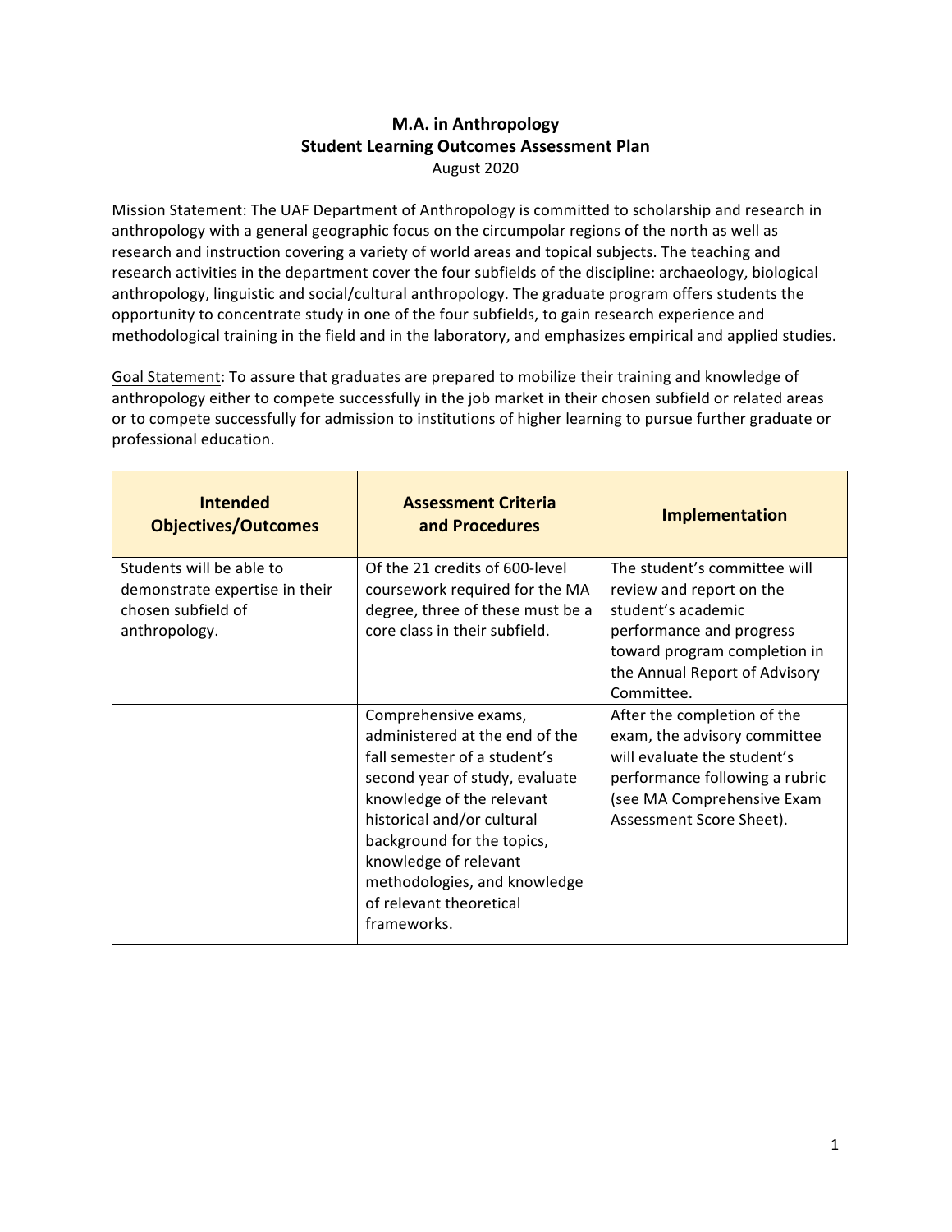# M.A. in Anthropology
## Student Learning Outcomes Assessment Plan

August 2020

Mission Statement: The UAF Department of Anthropology is committed to scholarship and research in anthropology with a general geographic focus on the circumpolar regions of the north as well as research and instruction covering a variety of world areas and topical subjects. The teaching and research activities in the department cover the four subfields of the discipline: archaeology, biological anthropology, linguistic and social/cultural anthropology. The graduate program offers students the opportunity to concentrate study in one of the four subfields, to gain research experience and methodological training in the field and in the laboratory, and emphasizes empirical and applied studies.

Goal Statement: To assure that graduates are prepared to mobilize their training and knowledge of anthropology either to compete successfully in the job market in their chosen subfield or related areas or to compete successfully for admission to institutions of higher learning to pursue further graduate or professional education.

| Intended Objectives/Outcomes | Assessment Criteria and Procedures | Implementation |
|---|---|---|
| Students will be able to demonstrate expertise in their chosen subfield of anthropology. | Of the 21 credits of 600-level coursework required for the MA degree, three of these must be a core class in their subfield. | The student's committee will review and report on the student's academic performance and progress toward program completion in the Annual Report of Advisory Committee. |
| | Comprehensive exams, administered at the end of the fall semester of a student's second year of study, evaluate knowledge of the relevant historical and/or cultural background for the topics, knowledge of relevant methodologies, and knowledge of relevant theoretical frameworks. | After the completion of the exam, the advisory committee will evaluate the student's performance following a rubric (see MA Comprehensive Exam Assessment Score Sheet). |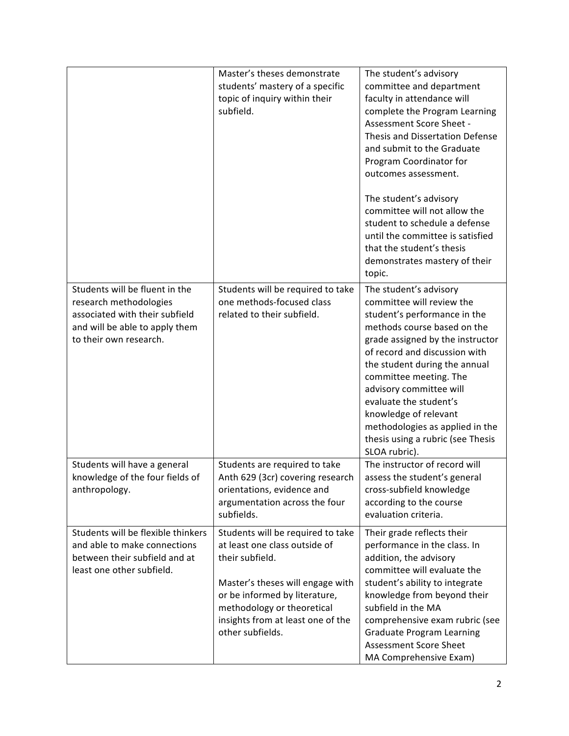| | | |
|---|---|---|
| | Master's theses demonstrate students' mastery of a specific topic of inquiry within their subfield. | The student's advisory committee and department faculty in attendance will complete the Program Learning Assessment Score Sheet - Thesis and Dissertation Defense and submit to the Graduate Program Coordinator for outcomes assessment.<br><br>The student's advisory committee will not allow the student to schedule a defense until the committee is satisfied that the student's thesis demonstrates mastery of their topic. |
| Students will be fluent in the research methodologies associated with their subfield and will be able to apply them to their own research. | Students will be required to take one methods-focused class related to their subfield. | The student's advisory committee will review the student's performance in the methods course based on the grade assigned by the instructor of record and discussion with the student during the annual committee meeting. The advisory committee will evaluate the student's knowledge of relevant methodologies as applied in the thesis using a rubric (see Thesis SLOA rubric). |
| Students will have a general knowledge of the four fields of anthropology. | Students are required to take Anth 629 (3cr) covering research orientations, evidence and argumentation across the four subfields. | The instructor of record will assess the student's general cross-subfield knowledge according to the course evaluation criteria. |
| Students will be flexible thinkers and able to make connections between their subfield and at least one other subfield. | Students will be required to take at least one class outside of their subfield.<br><br>Master's theses will engage with or be informed by literature, methodology or theoretical insights from at least one of the other subfields. | Their grade reflects their performance in the class. In addition, the advisory committee will evaluate the student's ability to integrate knowledge from beyond their subfield in the MA comprehensive exam rubric (see Graduate Program Learning Assessment Score Sheet MA Comprehensive Exam) |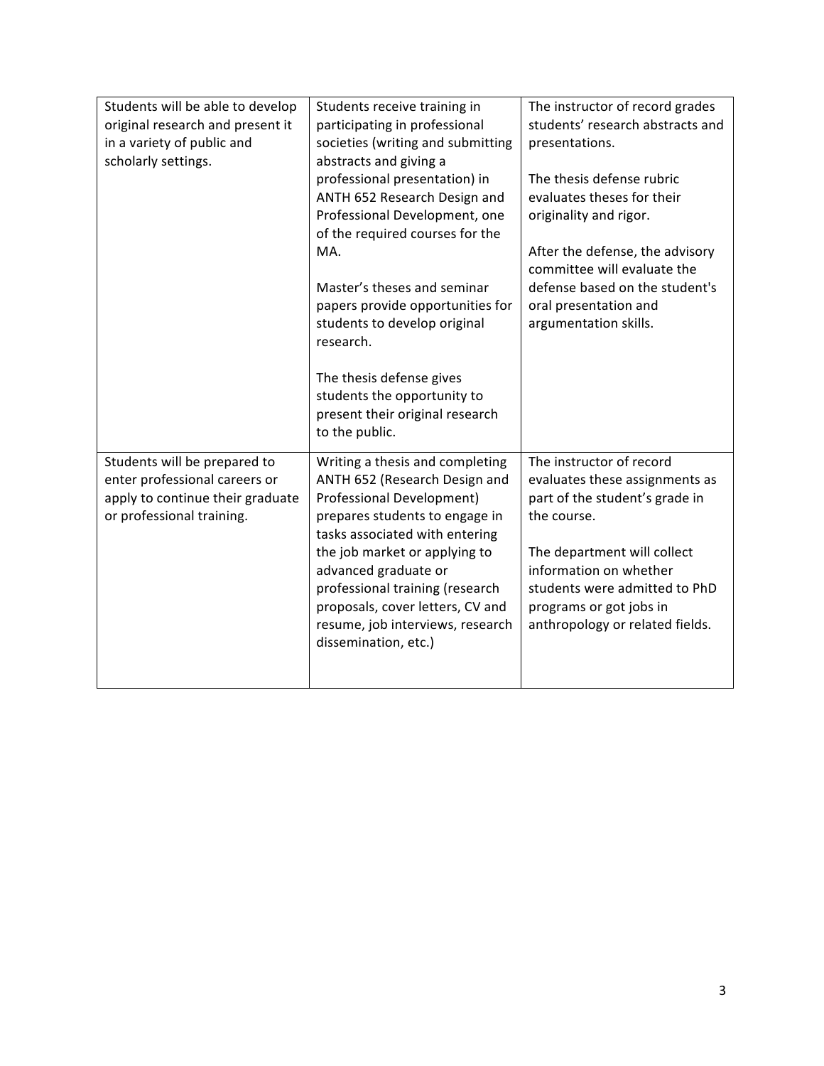| | | |
|---|---|---|
| Students will be able to develop original research and present it in a variety of public and scholarly settings. | Students receive training in participating in professional societies (writing and submitting abstracts and giving a professional presentation) in ANTH 652 Research Design and Professional Development, one of the required courses for the MA.<br><br>Master's theses and seminar papers provide opportunities for students to develop original research.<br><br>The thesis defense gives students the opportunity to present their original research to the public. | The instructor of record grades students' research abstracts and presentations.<br><br>The thesis defense rubric evaluates theses for their originality and rigor.<br><br>After the defense, the advisory committee will evaluate the defense based on the student's oral presentation and argumentation skills. |
| Students will be prepared to enter professional careers or apply to continue their graduate or professional training. | Writing a thesis and completing ANTH 652 (Research Design and Professional Development) prepares students to engage in tasks associated with entering the job market or applying to advanced graduate or professional training (research proposals, cover letters, CV and resume, job interviews, research dissemination, etc.) | The instructor of record evaluates these assignments as part of the student's grade in the course.<br><br>The department will collect information on whether students were admitted to PhD programs or got jobs in anthropology or related fields. |